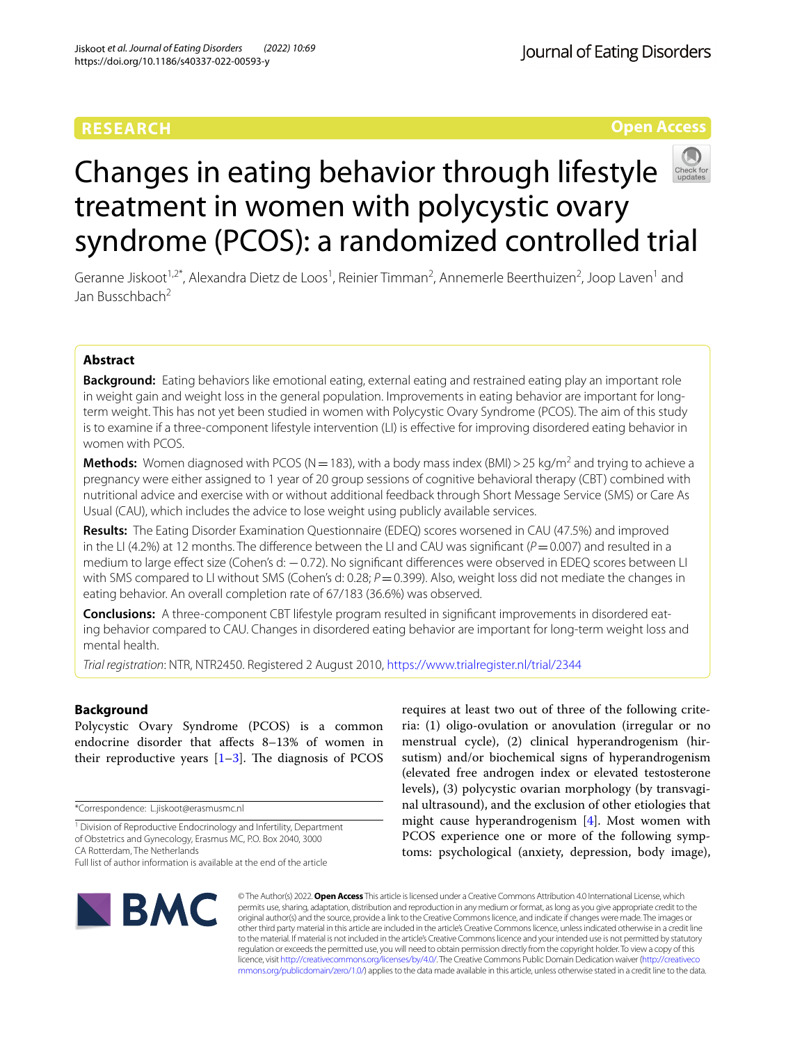RESEARCH

Open Access

# Changes in eating behavior through lifestyle treatment in women with polycystic ovary syndrome (PCOS): a randomized controlled trial

Geranne Jiskoot[1,2*], Alexandra Dietz de Loos[1], Reinier Timman[2], Annemerle Beerthuizen[2], Joop Laven[1] and Jan Busschbach[2]

## Abstract

**Background:** Eating behaviors like emotional eating, external eating and restrained eating play an important role in weight gain and weight loss in the general population. Improvements in eating behavior are important for long-term weight. This has not yet been studied in women with Polycystic Ovary Syndrome (PCOS). The aim of this study is to examine if a three-component lifestyle intervention (LI) is effective for improving disordered eating behavior in women with PCOS.

**Methods:** Women diagnosed with PCOS (N = 183), with a body mass index (BMI) > 25 kg/m$^2$ and trying to achieve a pregnancy were either assigned to 1 year of 20 group sessions of cognitive behavioral therapy (CBT) combined with nutritional advice and exercise with or without additional feedback through Short Message Service (SMS) or Care As Usual (CAU), which includes the advice to lose weight using publicly available services.

**Results:** The Eating Disorder Examination Questionnaire (EDEQ) scores worsened in CAU (47.5%) and improved in the LI (4.2%) at 12 months. The difference between the LI and CAU was significant ($P = 0.007$) and resulted in a medium to large effect size (Cohen's d: −0.72). No significant differences were observed in EDEQ scores between LI with SMS compared to LI without SMS (Cohen's d: 0.28; $P = 0.399$). Also, weight loss did not mediate the changes in eating behavior. An overall completion rate of 67/183 (36.6%) was observed.

**Conclusions:** A three-component CBT lifestyle program resulted in significant improvements in disordered eating behavior compared to CAU. Changes in disordered eating behavior are important for long-term weight loss and mental health.

*Trial registration*: NTR, NTR2450. Registered 2 August 2010, https://www.trialregister.nl/trial/2344

## Background

Polycystic Ovary Syndrome (PCOS) is a common endocrine disorder that affects 8–13% of women in their reproductive years [1–3]. The diagnosis of PCOS requires at least two out of three of the following criteria: (1) oligo-ovulation or anovulation (irregular or no menstrual cycle), (2) clinical hyperandrogenism (hirsutism) and/or biochemical signs of hyperandrogenism (elevated free androgen index or elevated testosterone levels), (3) polycystic ovarian morphology (by transvaginal ultrasound), and the exclusion of other etiologies that might cause hyperandrogenism [4]. Most women with PCOS experience one or more of the following symptoms: psychological (anxiety, depression, body image),

*Correspondence: L.jiskoot@erasmusmc.nl

[1] Division of Reproductive Endocrinology and Infertility, Department of Obstetrics and Gynecology, Erasmus MC, P.O. Box 2040, 3000 CA Rotterdam, The Netherlands

Full list of author information is available at the end of the article

© The Author(s) 2022. **Open Access** This article is licensed under a Creative Commons Attribution 4.0 International License, which permits use, sharing, adaptation, distribution and reproduction in any medium or format, as long as you give appropriate credit to the original author(s) and the source, provide a link to the Creative Commons licence, and indicate if changes were made. The images or other third party material in this article are included in the article's Creative Commons licence, unless indicated otherwise in a credit line to the material. If material is not included in the article's Creative Commons licence and your intended use is not permitted by statutory regulation or exceeds the permitted use, you will need to obtain permission directly from the copyright holder. To view a copy of this licence, visit http://creativecommons.org/licenses/by/4.0/. The Creative Commons Public Domain Dedication waiver (http://creativecommons.org/publicdomain/zero/1.0/) applies to the data made available in this article, unless otherwise stated in a credit line to the data.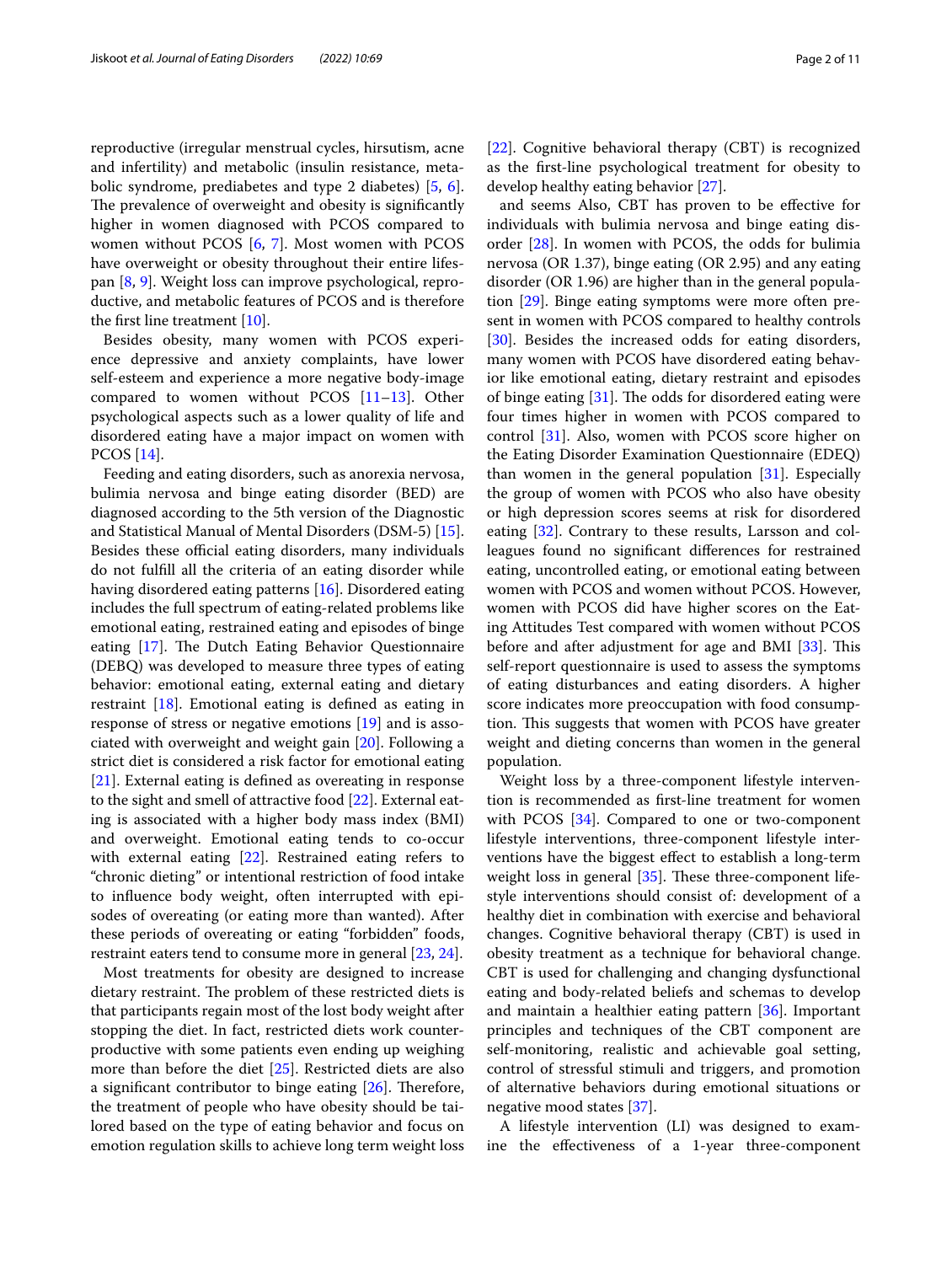reproductive (irregular menstrual cycles, hirsutism, acne and infertility) and metabolic (insulin resistance, metabolic syndrome, prediabetes and type 2 diabetes) [5, 6]. The prevalence of overweight and obesity is significantly higher in women diagnosed with PCOS compared to women without PCOS [6, 7]. Most women with PCOS have overweight or obesity throughout their entire lifespan [8, 9]. Weight loss can improve psychological, reproductive, and metabolic features of PCOS and is therefore the first line treatment [10].

Besides obesity, many women with PCOS experience depressive and anxiety complaints, have lower self-esteem and experience a more negative body-image compared to women without PCOS [11–13]. Other psychological aspects such as a lower quality of life and disordered eating have a major impact on women with PCOS [14].

Feeding and eating disorders, such as anorexia nervosa, bulimia nervosa and binge eating disorder (BED) are diagnosed according to the 5th version of the Diagnostic and Statistical Manual of Mental Disorders (DSM-5) [15]. Besides these official eating disorders, many individuals do not fulfill all the criteria of an eating disorder while having disordered eating patterns [16]. Disordered eating includes the full spectrum of eating-related problems like emotional eating, restrained eating and episodes of binge eating [17]. The Dutch Eating Behavior Questionnaire (DEBQ) was developed to measure three types of eating behavior: emotional eating, external eating and dietary restraint [18]. Emotional eating is defined as eating in response of stress or negative emotions [19] and is associated with overweight and weight gain [20]. Following a strict diet is considered a risk factor for emotional eating [21]. External eating is defined as overeating in response to the sight and smell of attractive food [22]. External eating is associated with a higher body mass index (BMI) and overweight. Emotional eating tends to co-occur with external eating [22]. Restrained eating refers to "chronic dieting" or intentional restriction of food intake to influence body weight, often interrupted with episodes of overeating (or eating more than wanted). After these periods of overeating or eating "forbidden" foods, restraint eaters tend to consume more in general [23, 24].

Most treatments for obesity are designed to increase dietary restraint. The problem of these restricted diets is that participants regain most of the lost body weight after stopping the diet. In fact, restricted diets work counterproductive with some patients even ending up weighing more than before the diet [25]. Restricted diets are also a significant contributor to binge eating [26]. Therefore, the treatment of people who have obesity should be tailored based on the type of eating behavior and focus on emotion regulation skills to achieve long term weight loss [22]. Cognitive behavioral therapy (CBT) is recognized as the first-line psychological treatment for obesity to develop healthy eating behavior [27].

and seems Also, CBT has proven to be effective for individuals with bulimia nervosa and binge eating disorder [28]. In women with PCOS, the odds for bulimia nervosa (OR 1.37), binge eating (OR 2.95) and any eating disorder (OR 1.96) are higher than in the general population [29]. Binge eating symptoms were more often present in women with PCOS compared to healthy controls [30]. Besides the increased odds for eating disorders, many women with PCOS have disordered eating behavior like emotional eating, dietary restraint and episodes of binge eating [31]. The odds for disordered eating were four times higher in women with PCOS compared to control [31]. Also, women with PCOS score higher on the Eating Disorder Examination Questionnaire (EDEQ) than women in the general population [31]. Especially the group of women with PCOS who also have obesity or high depression scores seems at risk for disordered eating [32]. Contrary to these results, Larsson and colleagues found no significant differences for restrained eating, uncontrolled eating, or emotional eating between women with PCOS and women without PCOS. However, women with PCOS did have higher scores on the Eating Attitudes Test compared with women without PCOS before and after adjustment for age and BMI [33]. This self-report questionnaire is used to assess the symptoms of eating disturbances and eating disorders. A higher score indicates more preoccupation with food consumption. This suggests that women with PCOS have greater weight and dieting concerns than women in the general population.

Weight loss by a three-component lifestyle intervention is recommended as first-line treatment for women with PCOS [34]. Compared to one or two-component lifestyle interventions, three-component lifestyle interventions have the biggest effect to establish a long-term weight loss in general [35]. These three-component lifestyle interventions should consist of: development of a healthy diet in combination with exercise and behavioral changes. Cognitive behavioral therapy (CBT) is used in obesity treatment as a technique for behavioral change. CBT is used for challenging and changing dysfunctional eating and body-related beliefs and schemas to develop and maintain a healthier eating pattern [36]. Important principles and techniques of the CBT component are self-monitoring, realistic and achievable goal setting, control of stressful stimuli and triggers, and promotion of alternative behaviors during emotional situations or negative mood states [37].

A lifestyle intervention (LI) was designed to examine the effectiveness of a 1-year three-component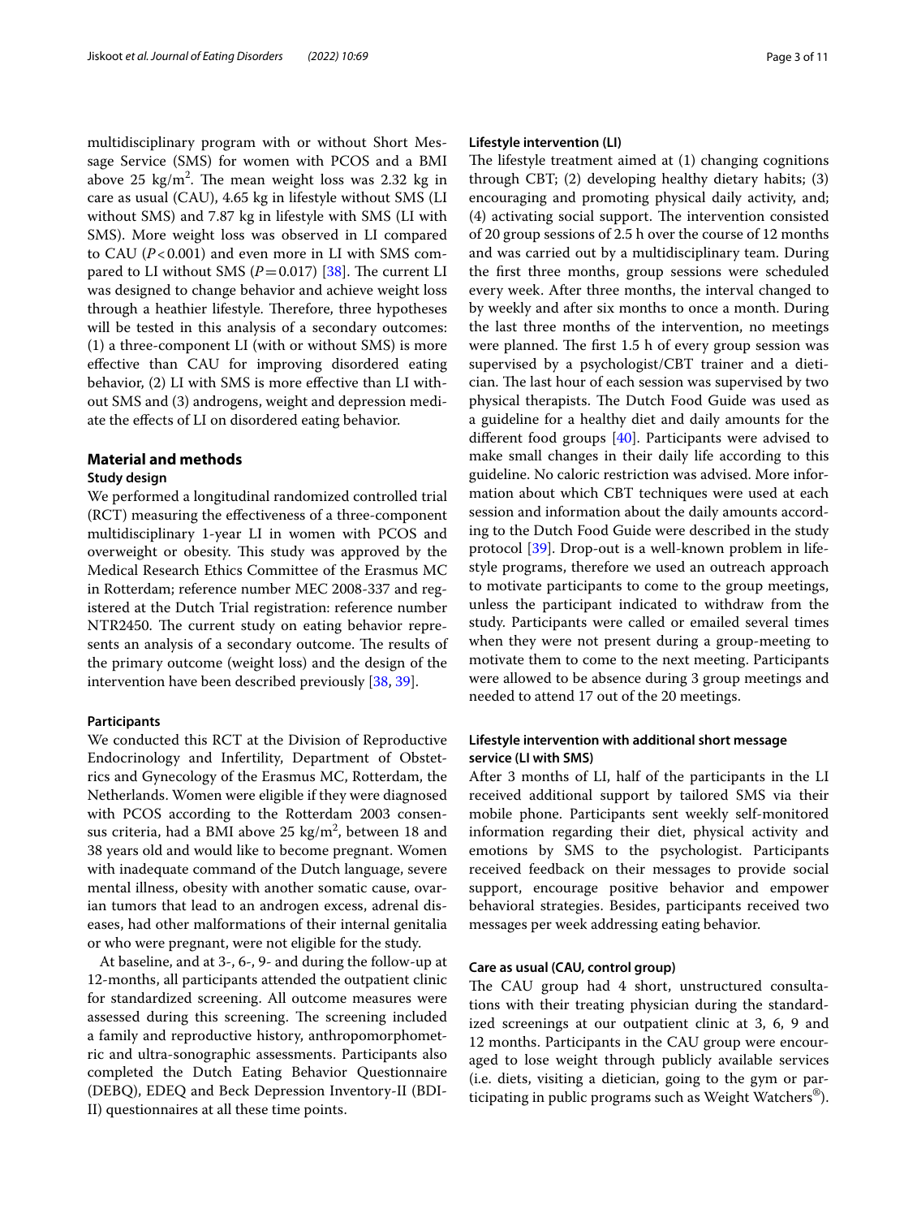multidisciplinary program with or without Short Message Service (SMS) for women with PCOS and a BMI above 25 kg/m$^2$. The mean weight loss was 2.32 kg in care as usual (CAU), 4.65 kg in lifestyle without SMS (LI without SMS) and 7.87 kg in lifestyle with SMS (LI with SMS). More weight loss was observed in LI compared to CAU ($P<0.001$) and even more in LI with SMS compared to LI without SMS ($P=0.017$) [38]. The current LI was designed to change behavior and achieve weight loss through a heathier lifestyle. Therefore, three hypotheses will be tested in this analysis of a secondary outcomes: (1) a three-component LI (with or without SMS) is more effective than CAU for improving disordered eating behavior, (2) LI with SMS is more effective than LI without SMS and (3) androgens, weight and depression mediate the effects of LI on disordered eating behavior.

## Material and methods

### Study design

We performed a longitudinal randomized controlled trial (RCT) measuring the effectiveness of a three-component multidisciplinary 1-year LI in women with PCOS and overweight or obesity. This study was approved by the Medical Research Ethics Committee of the Erasmus MC in Rotterdam; reference number MEC 2008-337 and registered at the Dutch Trial registration: reference number NTR2450. The current study on eating behavior represents an analysis of a secondary outcome. The results of the primary outcome (weight loss) and the design of the intervention have been described previously [38, 39].

#### Participants

We conducted this RCT at the Division of Reproductive Endocrinology and Infertility, Department of Obstetrics and Gynecology of the Erasmus MC, Rotterdam, the Netherlands. Women were eligible if they were diagnosed with PCOS according to the Rotterdam 2003 consensus criteria, had a BMI above 25 kg/m$^2$, between 18 and 38 years old and would like to become pregnant. Women with inadequate command of the Dutch language, severe mental illness, obesity with another somatic cause, ovarian tumors that lead to an androgen excess, adrenal diseases, had other malformations of their internal genitalia or who were pregnant, were not eligible for the study.

At baseline, and at 3-, 6-, 9- and during the follow-up at 12-months, all participants attended the outpatient clinic for standardized screening. All outcome measures were assessed during this screening. The screening included a family and reproductive history, anthropomorphometric and ultra-sonographic assessments. Participants also completed the Dutch Eating Behavior Questionnaire (DEBQ), EDEQ and Beck Depression Inventory-II (BDI-II) questionnaires at all these time points.

#### Lifestyle intervention (LI)

The lifestyle treatment aimed at (1) changing cognitions through CBT; (2) developing healthy dietary habits; (3) encouraging and promoting physical daily activity, and; (4) activating social support. The intervention consisted of 20 group sessions of 2.5 h over the course of 12 months and was carried out by a multidisciplinary team. During the first three months, group sessions were scheduled every week. After three months, the interval changed to by weekly and after six months to once a month. During the last three months of the intervention, no meetings were planned. The first 1.5 h of every group session was supervised by a psychologist/CBT trainer and a dietician. The last hour of each session was supervised by two physical therapists. The Dutch Food Guide was used as a guideline for a healthy diet and daily amounts for the different food groups [40]. Participants were advised to make small changes in their daily life according to this guideline. No caloric restriction was advised. More information about which CBT techniques were used at each session and information about the daily amounts according to the Dutch Food Guide were described in the study protocol [39]. Drop-out is a well-known problem in lifestyle programs, therefore we used an outreach approach to motivate participants to come to the group meetings, unless the participant indicated to withdraw from the study. Participants were called or emailed several times when they were not present during a group-meeting to motivate them to come to the next meeting. Participants were allowed to be absence during 3 group meetings and needed to attend 17 out of the 20 meetings.

#### Lifestyle intervention with additional short message service (LI with SMS)

After 3 months of LI, half of the participants in the LI received additional support by tailored SMS via their mobile phone. Participants sent weekly self-monitored information regarding their diet, physical activity and emotions by SMS to the psychologist. Participants received feedback on their messages to provide social support, encourage positive behavior and empower behavioral strategies. Besides, participants received two messages per week addressing eating behavior.

#### Care as usual (CAU, control group)

The CAU group had 4 short, unstructured consultations with their treating physician during the standardized screenings at our outpatient clinic at 3, 6, 9 and 12 months. Participants in the CAU group were encouraged to lose weight through publicly available services (i.e. diets, visiting a dietician, going to the gym or participating in public programs such as Weight Watchers®).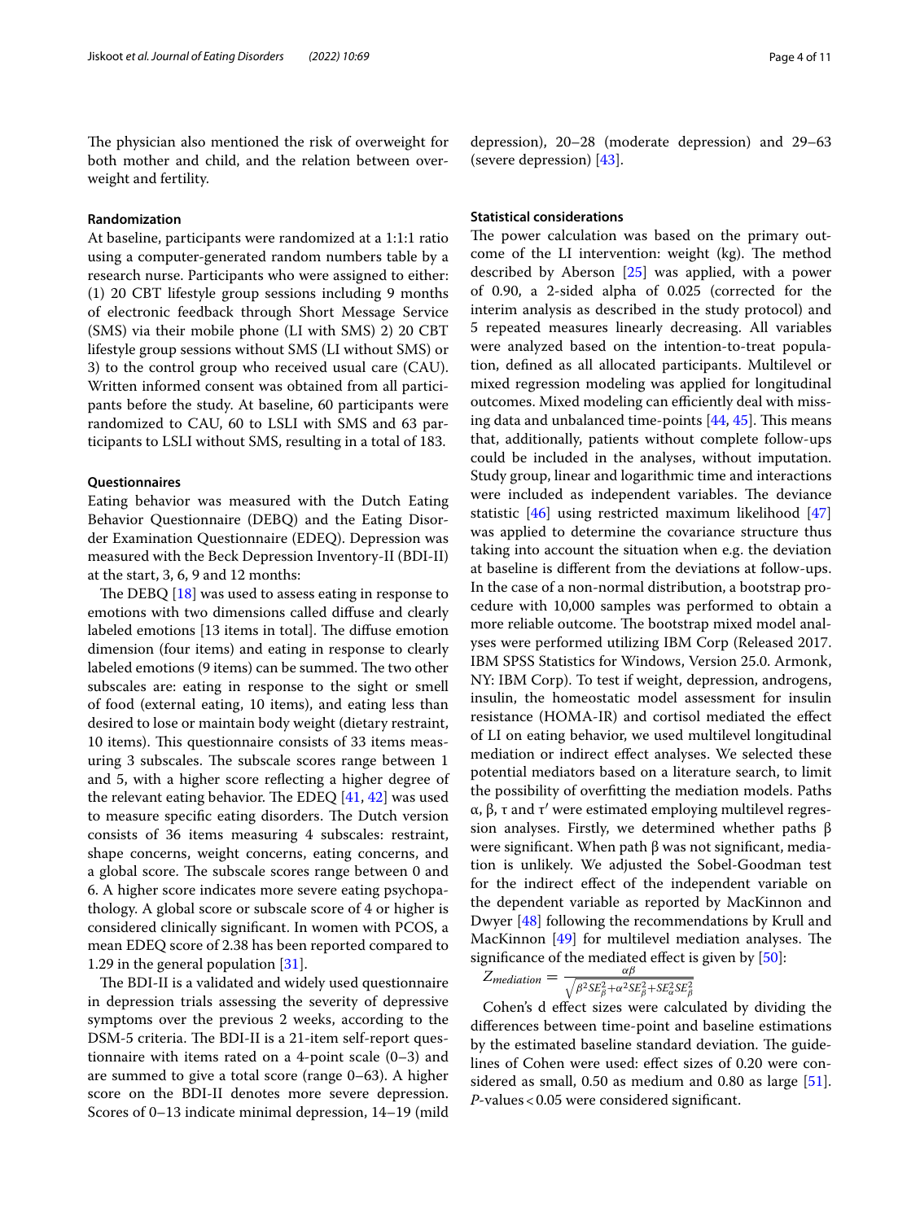The physician also mentioned the risk of overweight for both mother and child, and the relation between overweight and fertility.

### Randomization

At baseline, participants were randomized at a 1:1:1 ratio using a computer-generated random numbers table by a research nurse. Participants who were assigned to either: (1) 20 CBT lifestyle group sessions including 9 months of electronic feedback through Short Message Service (SMS) via their mobile phone (LI with SMS) 2) 20 CBT lifestyle group sessions without SMS (LI without SMS) or 3) to the control group who received usual care (CAU). Written informed consent was obtained from all participants before the study. At baseline, 60 participants were randomized to CAU, 60 to LSLI with SMS and 63 participants to LSLI without SMS, resulting in a total of 183.

### Questionnaires

Eating behavior was measured with the Dutch Eating Behavior Questionnaire (DEBQ) and the Eating Disorder Examination Questionnaire (EDEQ). Depression was measured with the Beck Depression Inventory-II (BDI-II) at the start, 3, 6, 9 and 12 months:

The DEBQ [18] was used to assess eating in response to emotions with two dimensions called diffuse and clearly labeled emotions [13 items in total]. The diffuse emotion dimension (four items) and eating in response to clearly labeled emotions (9 items) can be summed. The two other subscales are: eating in response to the sight or smell of food (external eating, 10 items), and eating less than desired to lose or maintain body weight (dietary restraint, 10 items). This questionnaire consists of 33 items measuring 3 subscales. The subscale scores range between 1 and 5, with a higher score reflecting a higher degree of the relevant eating behavior. The EDEQ [41, 42] was used to measure specific eating disorders. The Dutch version consists of 36 items measuring 4 subscales: restraint, shape concerns, weight concerns, eating concerns, and a global score. The subscale scores range between 0 and 6. A higher score indicates more severe eating psychopathology. A global score or subscale score of 4 or higher is considered clinically significant. In women with PCOS, a mean EDEQ score of 2.38 has been reported compared to 1.29 in the general population [31].

The BDI-II is a validated and widely used questionnaire in depression trials assessing the severity of depressive symptoms over the previous 2 weeks, according to the DSM-5 criteria. The BDI-II is a 21-item self-report questionnaire with items rated on a 4-point scale (0–3) and are summed to give a total score (range 0–63). A higher score on the BDI-II denotes more severe depression. Scores of 0–13 indicate minimal depression, 14–19 (mild depression), 20–28 (moderate depression) and 29–63 (severe depression) [43].

### Statistical considerations

The power calculation was based on the primary outcome of the LI intervention: weight (kg). The method described by Aberson [25] was applied, with a power of 0.90, a 2-sided alpha of 0.025 (corrected for the interim analysis as described in the study protocol) and 5 repeated measures linearly decreasing. All variables were analyzed based on the intention-to-treat population, defined as all allocated participants. Multilevel or mixed regression modeling was applied for longitudinal outcomes. Mixed modeling can efficiently deal with missing data and unbalanced time-points [44, 45]. This means that, additionally, patients without complete follow-ups could be included in the analyses, without imputation. Study group, linear and logarithmic time and interactions were included as independent variables. The deviance statistic [46] using restricted maximum likelihood [47] was applied to determine the covariance structure thus taking into account the situation when e.g. the deviation at baseline is different from the deviations at follow-ups. In the case of a non-normal distribution, a bootstrap procedure with 10,000 samples was performed to obtain a more reliable outcome. The bootstrap mixed model analyses were performed utilizing IBM Corp (Released 2017. IBM SPSS Statistics for Windows, Version 25.0. Armonk, NY: IBM Corp). To test if weight, depression, androgens, insulin, the homeostatic model assessment for insulin resistance (HOMA-IR) and cortisol mediated the effect of LI on eating behavior, we used multilevel longitudinal mediation or indirect effect analyses. We selected these potential mediators based on a literature search, to limit the possibility of overfitting the mediation models. Paths α, β, τ and τ′ were estimated employing multilevel regression analyses. Firstly, we determined whether paths β were significant. When path β was not significant, mediation is unlikely. We adjusted the Sobel-Goodman test for the indirect effect of the independent variable on the dependent variable as reported by MacKinnon and Dwyer [48] following the recommendations by Krull and MacKinnon [49] for multilevel mediation analyses. The significance of the mediated effect is given by [50]:

$$Z_{mediation} = \frac{\alpha\beta}{\sqrt{\beta^2 SE_\beta^2 + \alpha^2 SE_\beta^2 + SE_\alpha^2 SE_\beta^2}}$$

Cohen's d effect sizes were calculated by dividing the differences between time-point and baseline estimations by the estimated baseline standard deviation. The guidelines of Cohen were used: effect sizes of 0.20 were considered as small, 0.50 as medium and 0.80 as large [51]. *P*-values < 0.05 were considered significant.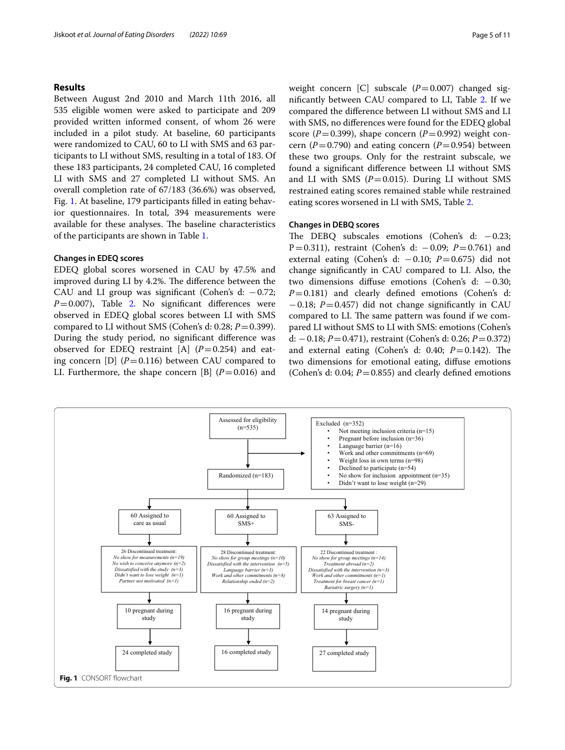## Results

Between August 2nd 2010 and March 11th 2016, all 535 eligible women were asked to participate and 209 provided written informed consent, of whom 26 were included in a pilot study. At baseline, 60 participants were randomized to CAU, 60 to LI with SMS and 63 participants to LI without SMS, resulting in a total of 183. Of these 183 participants, 24 completed CAU, 16 completed LI with SMS and 27 completed LI without SMS. An overall completion rate of 67/183 (36.6%) was observed, Fig. 1. At baseline, 179 participants filled in eating behavior questionnaires. In total, 394 measurements were available for these analyses. The baseline characteristics of the participants are shown in Table 1.

### Changes in EDEQ scores

EDEQ global scores worsened in CAU by 47.5% and improved during LI by 4.2%. The difference between the CAU and LI group was significant (Cohen's d: −0.72; $P=0.007$), Table 2. No significant differences were observed in EDEQ global scores between LI with SMS compared to LI without SMS (Cohen's d: 0.28; $P=0.399$). During the study period, no significant difference was observed for EDEQ restraint [A] ($P=0.254$) and eating concern [D] ($P=0.116$) between CAU compared to LI. Furthermore, the shape concern [B] ($P=0.016$) and weight concern [C] subscale ($P=0.007$) changed significantly between CAU compared to LI, Table 2. If we compared the difference between LI without SMS and LI with SMS, no differences were found for the EDEQ global score ($P=0.399$), shape concern ($P=0.992$) weight concern ($P=0.790$) and eating concern ($P=0.954$) between these two groups. Only for the restraint subscale, we found a significant difference between LI without SMS and LI with SMS ($P=0.015$). During LI without SMS restrained eating scores remained stable while restrained eating scores worsened in LI with SMS, Table 2.

### Changes in DEBQ scores

The DEBQ subscales emotions (Cohen's d: −0.23; $P=0.311$), restraint (Cohen's d: −0.09; $P=0.761$) and external eating (Cohen's d: −0.10; $P=0.675$) did not change significantly in CAU compared to LI. Also, the two dimensions diffuse emotions (Cohen's d: −0.30; $P=0.181$) and clearly defined emotions (Cohen's d: −0.18; $P=0.457$) did not change significantly in CAU compared to LI. The same pattern was found if we compared LI without SMS to LI with SMS: emotions (Cohen's d: −0.18; $P=0.471$), restraint (Cohen's d: 0.26; $P=0.372$) and external eating (Cohen's d: 0.40; $P=0.142$). The two dimensions for emotional eating, diffuse emotions (Cohen's d: 0.04; $P=0.855$) and clearly defined emotions

Assessed for eligibility (n=535)

Excluded (n=352)
- Not meeting inclusion criteria (n=15)
- Pregnant before inclusion (n=36)
- Language barrier (n=16)
- Work and other commitments (n=69)
- Weight loss in own terms (n=98)
- Declined to participate (n=54)
- No show for inclusion appointment (n=35)
- Didn't want to lose weight (n=29)

Randomized (n=183)

| 60 Assigned to care as usual | 60 Assigned to SMS+ | 63 Assigned to SMS- |
|---|---|---|
| 26 Discontinued treatment: *No show for measurements (n=19)* *No wish to conceive anymore (n=2)* *Dissatisfied with the study (n=3)* *Didn't want to lose weight (n=1)* *Partner not motivated (n=1)* | 28 Discontinued treatment: *No show for group meetings (n=10)* *Dissatisfied with the intervention (n=5)* *Language barrier (n=3)* *Work and other commitments (n=8)* *Relationship ended (n=2)* | 22 Discontinued treatment: *No show for group meetings (n=14)* *Treatment abroad (n=2)* *Dissatisfied with the intervention (n=3)* *Work and other commitments (n=1)* *Treatment for breast cancer (n=1)* *Bariatric surgery (n=1)* |
| 10 pregnant during study | 16 pregnant during study | 14 pregnant during study |
| 24 completed study | 16 completed study | 27 completed study |

**Fig. 1** CONSORT flowchart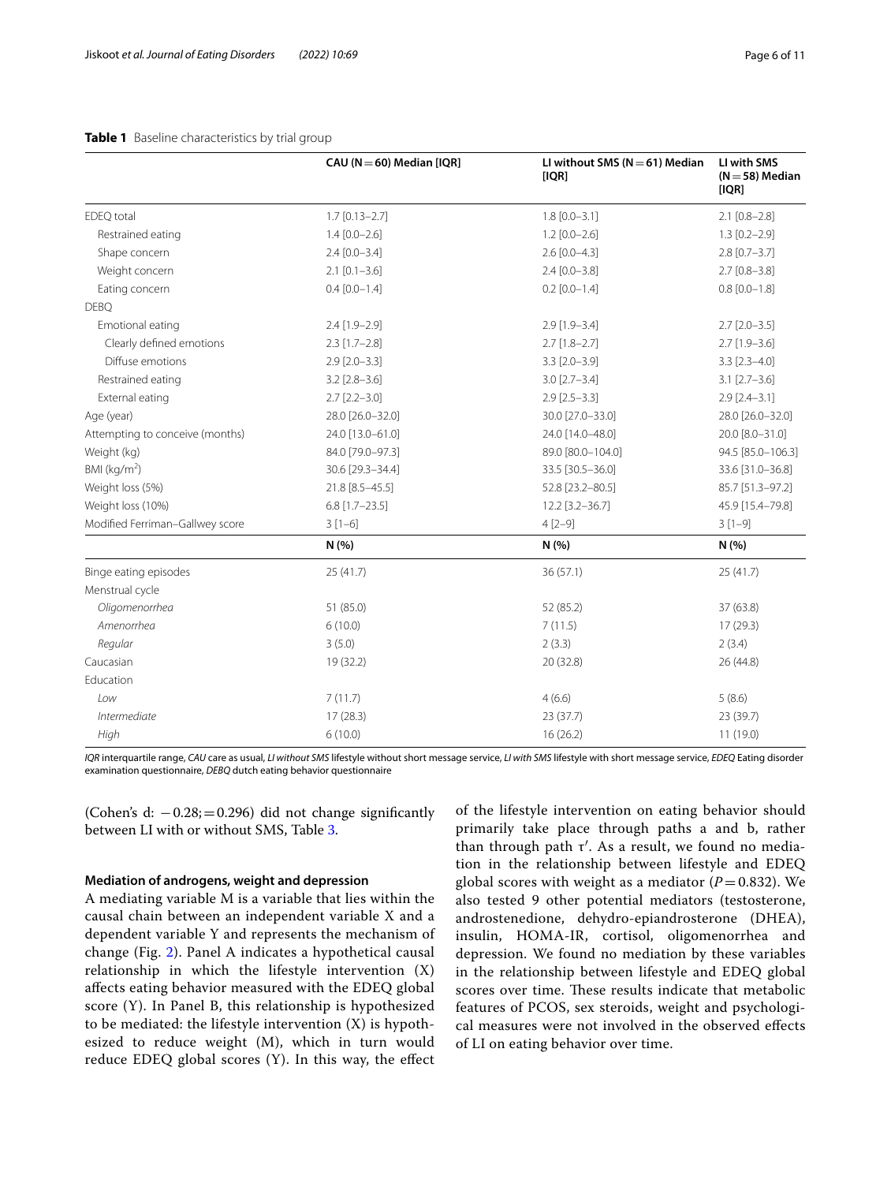**Table 1** Baseline characteristics by trial group

| | CAU (N = 60) Median [IQR] | LI without SMS (N = 61) Median [IQR] | LI with SMS (N = 58) Median [IQR] |
|---|---|---|---|
| EDEQ total | 1.7 [0.13–2.7] | 1.8 [0.0–3.1] | 2.1 [0.8–2.8] |
| Restrained eating | 1.4 [0.0–2.6] | 1.2 [0.0–2.6] | 1.3 [0.2–2.9] |
| Shape concern | 2.4 [0.0–3.4] | 2.6 [0.0–4.3] | 2.8 [0.7–3.7] |
| Weight concern | 2.1 [0.1–3.6] | 2.4 [0.0–3.8] | 2.7 [0.8–3.8] |
| Eating concern | 0.4 [0.0–1.4] | 0.2 [0.0–1.4] | 0.8 [0.0–1.8] |
| DEBQ | | | |
| Emotional eating | 2.4 [1.9–2.9] | 2.9 [1.9–3.4] | 2.7 [2.0–3.5] |
| Clearly defined emotions | 2.3 [1.7–2.8] | 2.7 [1.8–2.7] | 2.7 [1.9–3.6] |
| Diffuse emotions | 2.9 [2.0–3.3] | 3.3 [2.0–3.9] | 3.3 [2.3–4.0] |
| Restrained eating | 3.2 [2.8–3.6] | 3.0 [2.7–3.4] | 3.1 [2.7–3.6] |
| External eating | 2.7 [2.2–3.0] | 2.9 [2.5–3.3] | 2.9 [2.4–3.1] |
| Age (year) | 28.0 [26.0–32.0] | 30.0 [27.0–33.0] | 28.0 [26.0–32.0] |
| Attempting to conceive (months) | 24.0 [13.0–61.0] | 24.0 [14.0–48.0] | 20.0 [8.0–31.0] |
| Weight (kg) | 84.0 [79.0–97.3] | 89.0 [80.0–104.0] | 94.5 [85.0–106.3] |
| BMI (kg/m$^2$) | 30.6 [29.3–34.4] | 33.5 [30.5–36.0] | 33.6 [31.0–36.8] |
| Weight loss (5%) | 21.8 [8.5–45.5] | 52.8 [23.2–80.5] | 85.7 [51.3–97.2] |
| Weight loss (10%) | 6.8 [1.7–23.5] | 12.2 [3.2–36.7] | 45.9 [15.4–79.8] |
| Modified Ferriman–Gallwey score | 3 [1–6] | 4 [2–9] | 3 [1–9] |
| | N (%) | N (%) | N (%) |
| Binge eating episodes | 25 (41.7) | 36 (57.1) | 25 (41.7) |
| Menstrual cycle | | | |
| *Oligomenorrhea* | 51 (85.0) | 52 (85.2) | 37 (63.8) |
| *Amenorrhea* | 6 (10.0) | 7 (11.5) | 17 (29.3) |
| *Regular* | 3 (5.0) | 2 (3.3) | 2 (3.4) |
| Caucasian | 19 (32.2) | 20 (32.8) | 26 (44.8) |
| Education | | | |
| *Low* | 7 (11.7) | 4 (6.6) | 5 (8.6) |
| *Intermediate* | 17 (28.3) | 23 (37.7) | 23 (39.7) |
| *High* | 6 (10.0) | 16 (26.2) | 11 (19.0) |

*IQR* interquartile range, *CAU* care as usual, *LI without SMS* lifestyle without short message service, *LI with SMS* lifestyle with short message service, *EDEQ* Eating disorder examination questionnaire, *DEBQ* dutch eating behavior questionnaire

(Cohen's d: −0.28; = 0.296) did not change significantly between LI with or without SMS, Table 3.

#### Mediation of androgens, weight and depression

A mediating variable M is a variable that lies within the causal chain between an independent variable X and a dependent variable Y and represents the mechanism of change (Fig. 2). Panel A indicates a hypothetical causal relationship in which the lifestyle intervention (X) affects eating behavior measured with the EDEQ global score (Y). In Panel B, this relationship is hypothesized to be mediated: the lifestyle intervention (X) is hypothesized to reduce weight (M), which in turn would reduce EDEQ global scores (Y). In this way, the effect of the lifestyle intervention on eating behavior should primarily take place through paths a and b, rather than through path $\tau'$. As a result, we found no mediation in the relationship between lifestyle and EDEQ global scores with weight as a mediator ($P = 0.832$). We also tested 9 other potential mediators (testosterone, androstenedione, dehydro-epiandrosterone (DHEA), insulin, HOMA-IR, cortisol, oligomenorrhea and depression. We found no mediation by these variables in the relationship between lifestyle and EDEQ global scores over time. These results indicate that metabolic features of PCOS, sex steroids, weight and psychological measures were not involved in the observed effects of LI on eating behavior over time.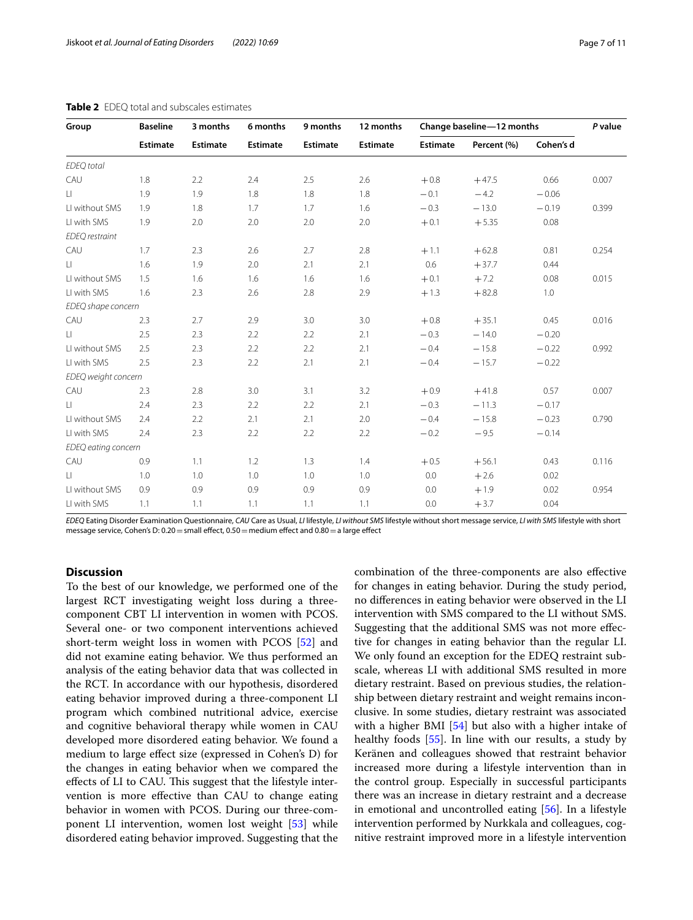**Table 2** EDEQ total and subscales estimates

| Group | Baseline | 3 months | 6 months | 9 months | 12 months | Change baseline—12 months | | | P value |
|---|---|---|---|---|---|---|---|---|---|
| | Estimate | Estimate | Estimate | Estimate | Estimate | Estimate | Percent (%) | Cohen's d | |
| *EDEQ total* | | | | | | | | | |
| CAU | 1.8 | 2.2 | 2.4 | 2.5 | 2.6 | +0.8 | +47.5 | 0.66 | 0.007 |
| LI | 1.9 | 1.9 | 1.8 | 1.8 | 1.8 | −0.1 | −4.2 | −0.06 | |
| LI without SMS | 1.9 | 1.8 | 1.7 | 1.7 | 1.6 | −0.3 | −13.0 | −0.19 | 0.399 |
| LI with SMS | 1.9 | 2.0 | 2.0 | 2.0 | 2.0 | +0.1 | +5.35 | 0.08 | |
| *EDEQ restraint* | | | | | | | | | |
| CAU | 1.7 | 2.3 | 2.6 | 2.7 | 2.8 | +1.1 | +62.8 | 0.81 | 0.254 |
| LI | 1.6 | 1.9 | 2.0 | 2.1 | 2.1 | 0.6 | +37.7 | 0.44 | |
| LI without SMS | 1.5 | 1.6 | 1.6 | 1.6 | 1.6 | +0.1 | +7.2 | 0.08 | 0.015 |
| LI with SMS | 1.6 | 2.3 | 2.6 | 2.8 | 2.9 | +1.3 | +82.8 | 1.0 | |
| *EDEQ shape concern* | | | | | | | | | |
| CAU | 2.3 | 2.7 | 2.9 | 3.0 | 3.0 | +0.8 | +35.1 | 0.45 | 0.016 |
| LI | 2.5 | 2.3 | 2.2 | 2.2 | 2.1 | −0.3 | −14.0 | −0.20 | |
| LI without SMS | 2.5 | 2.3 | 2.2 | 2.2 | 2.1 | −0.4 | −15.8 | −0.22 | 0.992 |
| LI with SMS | 2.5 | 2.3 | 2.2 | 2.1 | 2.1 | −0.4 | −15.7 | −0.22 | |
| *EDEQ weight concern* | | | | | | | | | |
| CAU | 2.3 | 2.8 | 3.0 | 3.1 | 3.2 | +0.9 | +41.8 | 0.57 | 0.007 |
| LI | 2.4 | 2.3 | 2.2 | 2.2 | 2.1 | −0.3 | −11.3 | −0.17 | |
| LI without SMS | 2.4 | 2.2 | 2.1 | 2.1 | 2.0 | −0.4 | −15.8 | −0.23 | 0.790 |
| LI with SMS | 2.4 | 2.3 | 2.2 | 2.2 | 2.2 | −0.2 | −9.5 | −0.14 | |
| *EDEQ eating concern* | | | | | | | | | |
| CAU | 0.9 | 1.1 | 1.2 | 1.3 | 1.4 | +0.5 | +56.1 | 0.43 | 0.116 |
| LI | 1.0 | 1.0 | 1.0 | 1.0 | 1.0 | 0.0 | +2.6 | 0.02 | |
| LI without SMS | 0.9 | 0.9 | 0.9 | 0.9 | 0.9 | 0.0 | +1.9 | 0.02 | 0.954 |
| LI with SMS | 1.1 | 1.1 | 1.1 | 1.1 | 1.1 | 0.0 | +3.7 | 0.04 | |

*EDEQ* Eating Disorder Examination Questionnaire, *CAU* Care as Usual, *LI* lifestyle, *LI without SMS* lifestyle without short message service, *LI with SMS* lifestyle with short message service, Cohen's D: 0.20 = small effect, 0.50 = medium effect and 0.80 = a large effect

## Discussion

To the best of our knowledge, we performed one of the largest RCT investigating weight loss during a three-component CBT LI intervention in women with PCOS. Several one- or two component interventions achieved short-term weight loss in women with PCOS [52] and did not examine eating behavior. We thus performed an analysis of the eating behavior data that was collected in the RCT. In accordance with our hypothesis, disordered eating behavior improved during a three-component LI program which combined nutritional advice, exercise and cognitive behavioral therapy while women in CAU developed more disordered eating behavior. We found a medium to large effect size (expressed in Cohen's D) for the changes in eating behavior when we compared the effects of LI to CAU. This suggest that the lifestyle intervention is more effective than CAU to change eating behavior in women with PCOS. During our three-component LI intervention, women lost weight [53] while disordered eating behavior improved. Suggesting that the combination of the three-components are also effective for changes in eating behavior. During the study period, no differences in eating behavior were observed in the LI intervention with SMS compared to the LI without SMS. Suggesting that the additional SMS was not more effective for changes in eating behavior than the regular LI. We only found an exception for the EDEQ restraint subscale, whereas LI with additional SMS resulted in more dietary restraint. Based on previous studies, the relationship between dietary restraint and weight remains inconclusive. In some studies, dietary restraint was associated with a higher BMI [54] but also with a higher intake of healthy foods [55]. In line with our results, a study by Keränen and colleagues showed that restraint behavior increased more during a lifestyle intervention than in the control group. Especially in successful participants there was an increase in dietary restraint and a decrease in emotional and uncontrolled eating [56]. In a lifestyle intervention performed by Nurkkala and colleagues, cognitive restraint improved more in a lifestyle intervention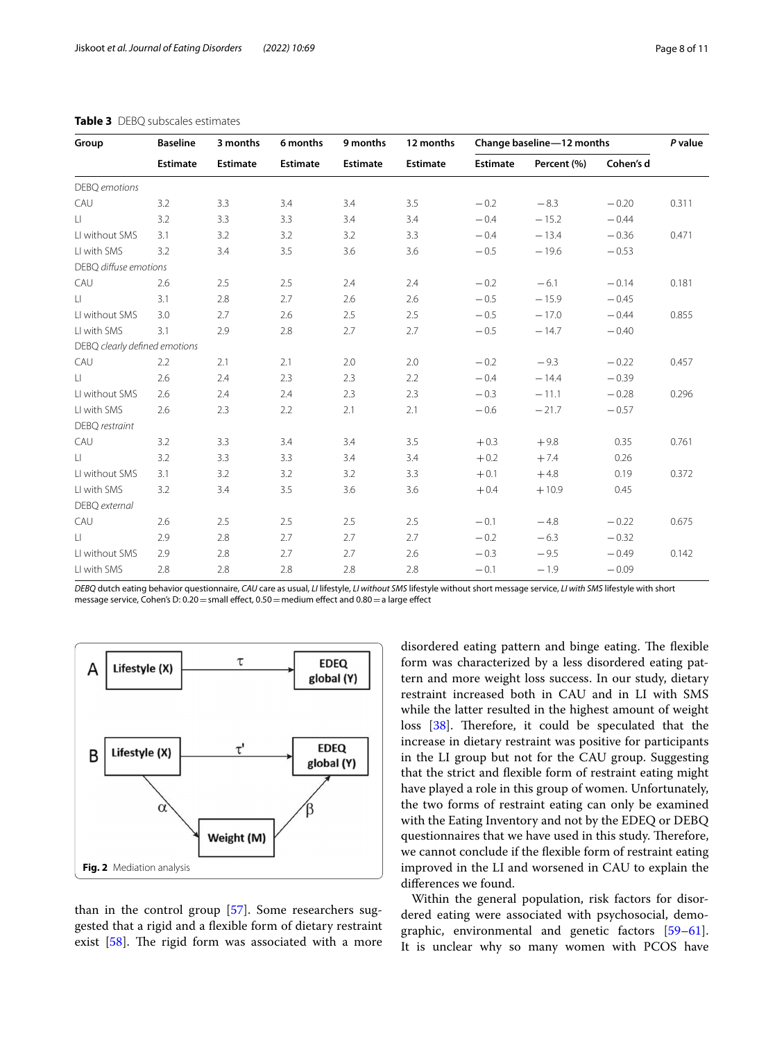**Table 3** DEBQ subscales estimates

| Group | Baseline | 3 months | 6 months | 9 months | 12 months | Change baseline—12 months | | | *P* value |
|---|---|---|---|---|---|---|---|---|---|
| | Estimate | Estimate | Estimate | Estimate | Estimate | Estimate | Percent (%) | Cohen's d | |
| DEBQ *emotions* | | | | | | | | | |
| CAU | 3.2 | 3.3 | 3.4 | 3.4 | 3.5 | −0.2 | −8.3 | −0.20 | 0.311 |
| LI | 3.2 | 3.3 | 3.3 | 3.4 | 3.4 | −0.4 | −15.2 | −0.44 | |
| LI without SMS | 3.1 | 3.2 | 3.2 | 3.2 | 3.3 | −0.4 | −13.4 | −0.36 | 0.471 |
| LI with SMS | 3.2 | 3.4 | 3.5 | 3.6 | 3.6 | −0.5 | −19.6 | −0.53 | |
| DEBQ *diffuse emotions* | | | | | | | | | |
| CAU | 2.6 | 2.5 | 2.5 | 2.4 | 2.4 | −0.2 | −6.1 | −0.14 | 0.181 |
| LI | 3.1 | 2.8 | 2.7 | 2.6 | 2.6 | −0.5 | −15.9 | −0.45 | |
| LI without SMS | 3.0 | 2.7 | 2.6 | 2.5 | 2.5 | −0.5 | −17.0 | −0.44 | 0.855 |
| LI with SMS | 3.1 | 2.9 | 2.8 | 2.7 | 2.7 | −0.5 | −14.7 | −0.40 | |
| DEBQ *clearly defined emotions* | | | | | | | | | |
| CAU | 2.2 | 2.1 | 2.1 | 2.0 | 2.0 | −0.2 | −9.3 | −0.22 | 0.457 |
| LI | 2.6 | 2.4 | 2.3 | 2.3 | 2.2 | −0.4 | −14.4 | −0.39 | |
| LI without SMS | 2.6 | 2.4 | 2.4 | 2.3 | 2.3 | −0.3 | −11.1 | −0.28 | 0.296 |
| LI with SMS | 2.6 | 2.3 | 2.2 | 2.1 | 2.1 | −0.6 | −21.7 | −0.57 | |
| DEBQ *restraint* | | | | | | | | | |
| CAU | 3.2 | 3.3 | 3.4 | 3.4 | 3.5 | +0.3 | +9.8 | 0.35 | 0.761 |
| LI | 3.2 | 3.3 | 3.3 | 3.4 | 3.4 | +0.2 | +7.4 | 0.26 | |
| LI without SMS | 3.1 | 3.2 | 3.2 | 3.2 | 3.3 | +0.1 | +4.8 | 0.19 | 0.372 |
| LI with SMS | 3.2 | 3.4 | 3.5 | 3.6 | 3.6 | +0.4 | +10.9 | 0.45 | |
| DEBQ *external* | | | | | | | | | |
| CAU | 2.6 | 2.5 | 2.5 | 2.5 | 2.5 | −0.1 | −4.8 | −0.22 | 0.675 |
| LI | 2.9 | 2.8 | 2.7 | 2.7 | 2.7 | −0.2 | −6.3 | −0.32 | |
| LI without SMS | 2.9 | 2.8 | 2.7 | 2.7 | 2.6 | −0.3 | −9.5 | −0.49 | 0.142 |
| LI with SMS | 2.8 | 2.8 | 2.8 | 2.8 | 2.8 | −0.1 | −1.9 | −0.09 | |

*DEBQ* dutch eating behavior questionnaire, *CAU* care as usual, *LI* lifestyle, *LI without SMS* lifestyle without short message service, *LI with SMS* lifestyle with short message service, Cohen's D: 0.20 = small effect, 0.50 = medium effect and 0.80 = a large effect

**Fig. 2** Mediation analysis

than in the control group [57]. Some researchers suggested that a rigid and a flexible form of dietary restraint exist [58]. The rigid form was associated with a more disordered eating pattern and binge eating. The flexible form was characterized by a less disordered eating pattern and more weight loss success. In our study, dietary restraint increased both in CAU and in LI with SMS while the latter resulted in the highest amount of weight loss [38]. Therefore, it could be speculated that the increase in dietary restraint was positive for participants in the LI group but not for the CAU group. Suggesting that the strict and flexible form of restraint eating might have played a role in this group of women. Unfortunately, the two forms of restraint eating can only be examined with the Eating Inventory and not by the EDEQ or DEBQ questionnaires that we have used in this study. Therefore, we cannot conclude if the flexible form of restraint eating improved in the LI and worsened in CAU to explain the differences we found.

Within the general population, risk factors for disordered eating were associated with psychosocial, demographic, environmental and genetic factors [59–61]. It is unclear why so many women with PCOS have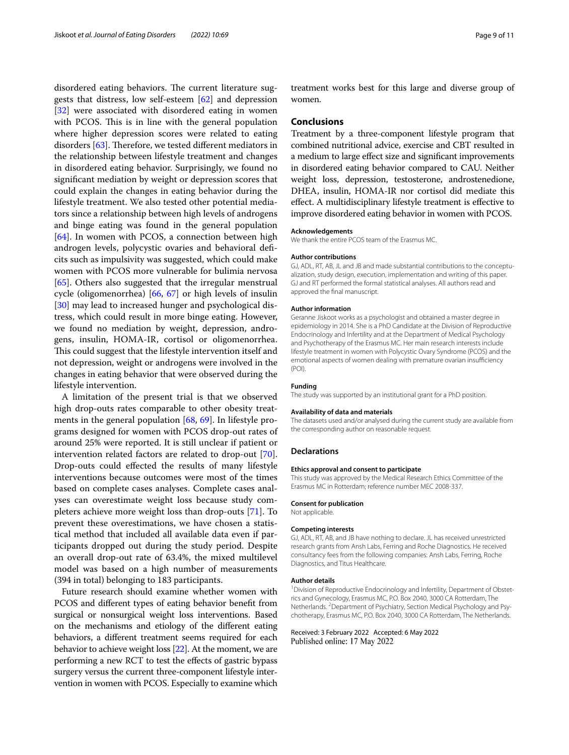disordered eating behaviors. The current literature suggests that distress, low self-esteem [62] and depression [32] were associated with disordered eating in women with PCOS. This is in line with the general population where higher depression scores were related to eating disorders [63]. Therefore, we tested different mediators in the relationship between lifestyle treatment and changes in disordered eating behavior. Surprisingly, we found no significant mediation by weight or depression scores that could explain the changes in eating behavior during the lifestyle treatment. We also tested other potential mediators since a relationship between high levels of androgens and binge eating was found in the general population [64]. In women with PCOS, a connection between high androgen levels, polycystic ovaries and behavioral deficits such as impulsivity was suggested, which could make women with PCOS more vulnerable for bulimia nervosa [65]. Others also suggested that the irregular menstrual cycle (oligomenorrhea) [66, 67] or high levels of insulin [30] may lead to increased hunger and psychological distress, which could result in more binge eating. However, we found no mediation by weight, depression, androgens, insulin, HOMA-IR, cortisol or oligomenorrhea. This could suggest that the lifestyle intervention itself and not depression, weight or androgens were involved in the changes in eating behavior that were observed during the lifestyle intervention.

A limitation of the present trial is that we observed high drop-outs rates comparable to other obesity treatments in the general population [68, 69]. In lifestyle programs designed for women with PCOS drop-out rates of around 25% were reported. It is still unclear if patient or intervention related factors are related to drop-out [70]. Drop-outs could effected the results of many lifestyle interventions because outcomes were most of the times based on complete cases analyses. Complete cases analyses can overestimate weight loss because study completers achieve more weight loss than drop-outs [71]. To prevent these overestimations, we have chosen a statistical method that included all available data even if participants dropped out during the study period. Despite an overall drop-out rate of 63.4%, the mixed multilevel model was based on a high number of measurements (394 in total) belonging to 183 participants.

Future research should examine whether women with PCOS and different types of eating behavior benefit from surgical or nonsurgical weight loss interventions. Based on the mechanisms and etiology of the different eating behaviors, a different treatment seems required for each behavior to achieve weight loss [22]. At the moment, we are performing a new RCT to test the effects of gastric bypass surgery versus the current three-component lifestyle intervention in women with PCOS. Especially to examine which treatment works best for this large and diverse group of women.

## Conclusions

Treatment by a three-component lifestyle program that combined nutritional advice, exercise and CBT resulted in a medium to large effect size and significant improvements in disordered eating behavior compared to CAU. Neither weight loss, depression, testosterone, androstenedione, DHEA, insulin, HOMA-IR nor cortisol did mediate this effect. A multidisciplinary lifestyle treatment is effective to improve disordered eating behavior in women with PCOS.

#### Acknowledgements

We thank the entire PCOS team of the Erasmus MC.

#### Author contributions

GJ, ADL, RT, AB, JL and JB and made substantial contributions to the conceptualization, study design, execution, implementation and writing of this paper. GJ and RT performed the formal statistical analyses. All authors read and approved the final manuscript.

#### Author information

Geranne Jiskoot works as a psychologist and obtained a master degree in epidemiology in 2014. She is a PhD Candidate at the Division of Reproductive Endocrinology and Infertility and at the Department of Medical Psychology and Psychotherapy of the Erasmus MC. Her main research interests include lifestyle treatment in women with Polycystic Ovary Syndrome (PCOS) and the emotional aspects of women dealing with premature ovarian insufficiency (POI).

#### Funding

The study was supported by an institutional grant for a PhD position.

#### Availability of data and materials

The datasets used and/or analysed during the current study are available from the corresponding author on reasonable request.

### Declarations

#### Ethics approval and consent to participate

This study was approved by the Medical Research Ethics Committee of the Erasmus MC in Rotterdam; reference number MEC 2008-337.

#### Consent for publication

Not applicable.

#### Competing interests

GJ, ADL, RT, AB, and JB have nothing to declare. JL has received unrestricted research grants from Ansh Labs, Ferring and Roche Diagnostics. He received consultancy fees from the following companies: Ansh Labs, Ferring, Roche Diagnostics, and Titus Healthcare.

#### Author details

[1] Division of Reproductive Endocrinology and Infertility, Department of Obstetrics and Gynecology, Erasmus MC, P.O. Box 2040, 3000 CA Rotterdam, The Netherlands. [2] Department of Psychiatry, Section Medical Psychology and Psychotherapy, Erasmus MC, P.O. Box 2040, 3000 CA Rotterdam, The Netherlands.

Received: 3 February 2022 Accepted: 6 May 2022
Published online: 17 May 2022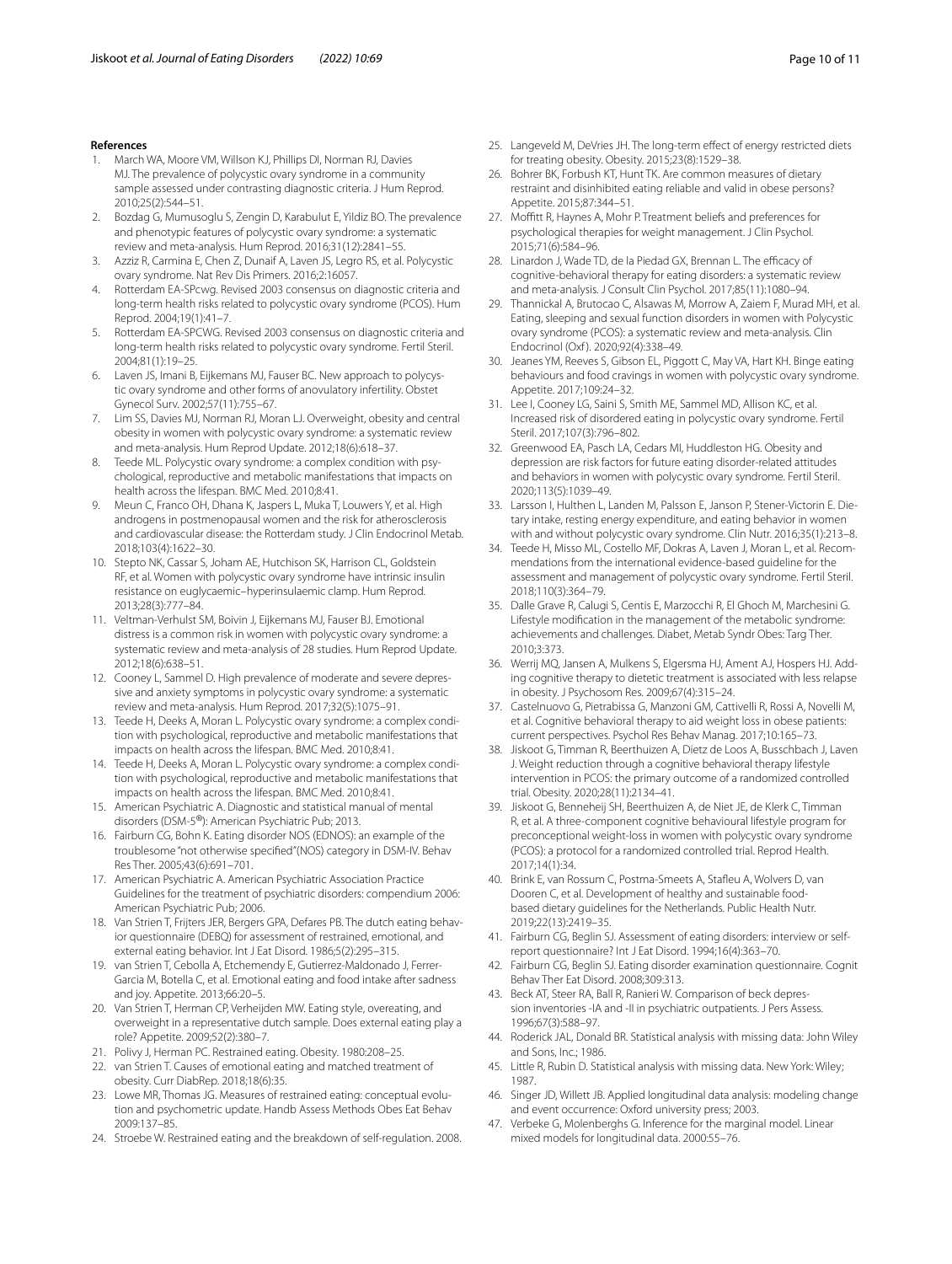## References

1. March WA, Moore VM, Willson KJ, Phillips DI, Norman RJ, Davies MJ. The prevalence of polycystic ovary syndrome in a community sample assessed under contrasting diagnostic criteria. J Hum Reprod. 2010;25(2):544–51.
2. Bozdag G, Mumusoglu S, Zengin D, Karabulut E, Yildiz BO. The prevalence and phenotypic features of polycystic ovary syndrome: a systematic review and meta-analysis. Hum Reprod. 2016;31(12):2841–55.
3. Azziz R, Carmina E, Chen Z, Dunaif A, Laven JS, Legro RS, et al. Polycystic ovary syndrome. Nat Rev Dis Primers. 2016;2:16057.
4. Rotterdam EA-SPcwg. Revised 2003 consensus on diagnostic criteria and long-term health risks related to polycystic ovary syndrome (PCOS). Hum Reprod. 2004;19(1):41–7.
5. Rotterdam EA-SPCWG. Revised 2003 consensus on diagnostic criteria and long-term health risks related to polycystic ovary syndrome. Fertil Steril. 2004;81(1):19–25.
6. Laven JS, Imani B, Eijkemans MJ, Fauser BC. New approach to polycystic ovary syndrome and other forms of anovulatory infertility. Obstet Gynecol Surv. 2002;57(11):755–67.
7. Lim SS, Davies MJ, Norman RJ, Moran LJ. Overweight, obesity and central obesity in women with polycystic ovary syndrome: a systematic review and meta-analysis. Hum Reprod Update. 2012;18(6):618–37.
8. Teede ML. Polycystic ovary syndrome: a complex condition with psychological, reproductive and metabolic manifestations that impacts on health across the lifespan. BMC Med. 2010;8:41.
9. Meun C, Franco OH, Dhana K, Jaspers L, Muka T, Louwers Y, et al. High androgens in postmenopausal women and the risk for atherosclerosis and cardiovascular disease: the Rotterdam study. J Clin Endocrinol Metab. 2018;103(4):1622–30.
10. Stepto NK, Cassar S, Joham AE, Hutchison SK, Harrison CL, Goldstein RF, et al. Women with polycystic ovary syndrome have intrinsic insulin resistance on euglycaemic–hyperinsulaemic clamp. Hum Reprod. 2013;28(3):777–84.
11. Veltman-Verhulst SM, Boivin J, Eijkemans MJ, Fauser BJ. Emotional distress is a common risk in women with polycystic ovary syndrome: a systematic review and meta-analysis of 28 studies. Hum Reprod Update. 2012;18(6):638–51.
12. Cooney L, Sammel D. High prevalence of moderate and severe depressive and anxiety symptoms in polycystic ovary syndrome: a systematic review and meta-analysis. Hum Reprod. 2017;32(5):1075–91.
13. Teede H, Deeks A, Moran L. Polycystic ovary syndrome: a complex condition with psychological, reproductive and metabolic manifestations that impacts on health across the lifespan. BMC Med. 2010;8:41.
14. Teede H, Deeks A, Moran L. Polycystic ovary syndrome: a complex condition with psychological, reproductive and metabolic manifestations that impacts on health across the lifespan. BMC Med. 2010;8:41.
15. American Psychiatric A. Diagnostic and statistical manual of mental disorders (DSM-5®): American Psychiatric Pub; 2013.
16. Fairburn CG, Bohn K. Eating disorder NOS (EDNOS): an example of the troublesome "not otherwise specified"(NOS) category in DSM-IV. Behav Res Ther. 2005;43(6):691–701.
17. American Psychiatric A. American Psychiatric Association Practice Guidelines for the treatment of psychiatric disorders: compendium 2006: American Psychiatric Pub; 2006.
18. Van Strien T, Frijters JER, Bergers GPA, Defares PB. The dutch eating behavior questionnaire (DEBQ) for assessment of restrained, emotional, and external eating behavior. Int J Eat Disord. 1986;5(2):295–315.
19. van Strien T, Cebolla A, Etchemendy E, Gutierrez-Maldonado J, Ferrer-Garcia M, Botella C, et al. Emotional eating and food intake after sadness and joy. Appetite. 2013;66:20–5.
20. Van Strien T, Herman CP, Verheijden MW. Eating style, overeating, and overweight in a representative dutch sample. Does external eating play a role? Appetite. 2009;52(2):380–7.
21. Polivy J, Herman PC. Restrained eating. Obesity. 1980:208–25.
22. van Strien T. Causes of emotional eating and matched treatment of obesity. Curr DiabRep. 2018;18(6):35.
23. Lowe MR, Thomas JG. Measures of restrained eating: conceptual evolution and psychometric update. Handb Assess Methods Obes Eat Behav 2009:137–85.
24. Stroebe W. Restrained eating and the breakdown of self-regulation. 2008.
25. Langeveld M, DeVries JH. The long-term effect of energy restricted diets for treating obesity. Obesity. 2015;23(8):1529–38.
26. Bohrer BK, Forbush KT, Hunt TK. Are common measures of dietary restraint and disinhibited eating reliable and valid in obese persons? Appetite. 2015;87:344–51.
27. Moffitt R, Haynes A, Mohr P. Treatment beliefs and preferences for psychological therapies for weight management. J Clin Psychol. 2015;71(6):584–96.
28. Linardon J, Wade TD, de la Piedad GX, Brennan L. The efficacy of cognitive-behavioral therapy for eating disorders: a systematic review and meta-analysis. J Consult Clin Psychol. 2017;85(11):1080–94.
29. Thannickal A, Brutocao C, Alsawas M, Morrow A, Zaiem F, Murad MH, et al. Eating, sleeping and sexual function disorders in women with Polycystic ovary syndrome (PCOS): a systematic review and meta-analysis. Clin Endocrinol (Oxf). 2020;92(4):338–49.
30. Jeanes YM, Reeves S, Gibson EL, Piggott C, May VA, Hart KH. Binge eating behaviours and food cravings in women with polycystic ovary syndrome. Appetite. 2017;109:24–32.
31. Lee I, Cooney LG, Saini S, Smith ME, Sammel MD, Allison KC, et al. Increased risk of disordered eating in polycystic ovary syndrome. Fertil Steril. 2017;107(3):796–802.
32. Greenwood EA, Pasch LA, Cedars MI, Huddleston HG. Obesity and depression are risk factors for future eating disorder-related attitudes and behaviors in women with polycystic ovary syndrome. Fertil Steril. 2020;113(5):1039–49.
33. Larsson I, Hulthen L, Landen M, Palsson E, Janson P, Stener-Victorin E. Dietary intake, resting energy expenditure, and eating behavior in women with and without polycystic ovary syndrome. Clin Nutr. 2016;35(1):213–8.
34. Teede H, Misso ML, Costello MF, Dokras A, Laven J, Moran L, et al. Recommendations from the international evidence-based guideline for the assessment and management of polycystic ovary syndrome. Fertil Steril. 2018;110(3):364–79.
35. Dalle Grave R, Calugi S, Centis E, Marzocchi R, El Ghoch M, Marchesini G. Lifestyle modification in the management of the metabolic syndrome: achievements and challenges. Diabet, Metab Syndr Obes: Targ Ther. 2010;3:373.
36. Werrij MQ, Jansen A, Mulkens S, Elgersma HJ, Ament AJ, Hospers HJ. Adding cognitive therapy to dietetic treatment is associated with less relapse in obesity. J Psychosom Res. 2009;67(4):315–24.
37. Castelnuovo G, Pietrabissa G, Manzoni GM, Cattivelli R, Rossi A, Novelli M, et al. Cognitive behavioral therapy to aid weight loss in obese patients: current perspectives. Psychol Res Behav Manag. 2017;10:165–73.
38. Jiskoot G, Timman R, Beerthuizen A, Dietz de Loos A, Busschbach J, Laven J. Weight reduction through a cognitive behavioral therapy lifestyle intervention in PCOS: the primary outcome of a randomized controlled trial. Obesity. 2020;28(11):2134–41.
39. Jiskoot G, Benneheij SH, Beerthuizen A, de Niet JE, de Klerk C, Timman R, et al. A three-component cognitive behavioural lifestyle program for preconceptional weight-loss in women with polycystic ovary syndrome (PCOS): a protocol for a randomized controlled trial. Reprod Health. 2017;14(1):34.
40. Brink E, van Rossum C, Postma-Smeets A, Stafleu A, Wolvers D, van Dooren C, et al. Development of healthy and sustainable food-based dietary guidelines for the Netherlands. Public Health Nutr. 2019;22(13):2419–35.
41. Fairburn CG, Beglin SJ. Assessment of eating disorders: interview or self-report questionnaire? Int J Eat Disord. 1994;16(4):363–70.
42. Fairburn CG, Beglin SJ. Eating disorder examination questionnaire. Cognit Behav Ther Eat Disord. 2008;309:313.
43. Beck AT, Steer RA, Ball R, Ranieri W. Comparison of beck depression inventories -IA and -II in psychiatric outpatients. J Pers Assess. 1996;67(3):588–97.
44. Roderick JAL, Donald BR. Statistical analysis with missing data: John Wiley and Sons, Inc.; 1986.
45. Little R, Rubin D. Statistical analysis with missing data. New York: Wiley; 1987.
46. Singer JD, Willett JB. Applied longitudinal data analysis: modeling change and event occurrence: Oxford university press; 2003.
47. Verbeke G, Molenberghs G. Inference for the marginal model. Linear mixed models for longitudinal data. 2000:55–76.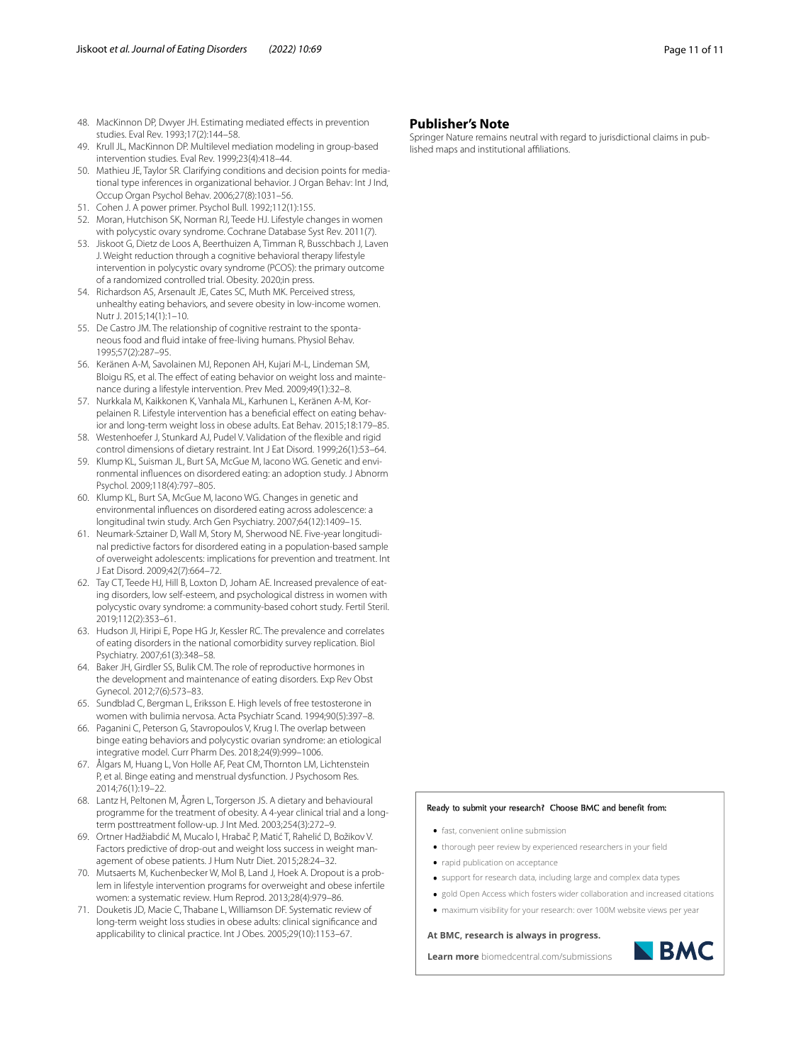48. MacKinnon DP, Dwyer JH. Estimating mediated effects in prevention studies. Eval Rev. 1993;17(2):144–58.
49. Krull JL, MacKinnon DP. Multilevel mediation modeling in group-based intervention studies. Eval Rev. 1999;23(4):418–44.
50. Mathieu JE, Taylor SR. Clarifying conditions and decision points for mediational type inferences in organizational behavior. J Organ Behav: Int J Ind, Occup Organ Psychol Behav. 2006;27(8):1031–56.
51. Cohen J. A power primer. Psychol Bull. 1992;112(1):155.
52. Moran, Hutchison SK, Norman RJ, Teede HJ. Lifestyle changes in women with polycystic ovary syndrome. Cochrane Database Syst Rev. 2011(7).
53. Jiskoot G, Dietz de Loos A, Beerthuizen A, Timman R, Busschbach J, Laven J. Weight reduction through a cognitive behavioral therapy lifestyle intervention in polycystic ovary syndrome (PCOS): the primary outcome of a randomized controlled trial. Obesity. 2020;in press.
54. Richardson AS, Arsenault JE, Cates SC, Muth MK. Perceived stress, unhealthy eating behaviors, and severe obesity in low-income women. Nutr J. 2015;14(1):1–10.
55. De Castro JM. The relationship of cognitive restraint to the spontaneous food and fluid intake of free-living humans. Physiol Behav. 1995;57(2):287–95.
56. Keränen A-M, Savolainen MJ, Reponen AH, Kujari M-L, Lindeman SM, Bloigu RS, et al. The effect of eating behavior on weight loss and maintenance during a lifestyle intervention. Prev Med. 2009;49(1):32–8.
57. Nurkkala M, Kaikkonen K, Vanhala ML, Karhunen L, Keränen A-M, Korpelainen R. Lifestyle intervention has a beneficial effect on eating behavior and long-term weight loss in obese adults. Eat Behav. 2015;18:179–85.
58. Westenhoefer J, Stunkard AJ, Pudel V. Validation of the flexible and rigid control dimensions of dietary restraint. Int J Eat Disord. 1999;26(1):53–64.
59. Klump KL, Suisman JL, Burt SA, McGue M, Iacono WG. Genetic and environmental influences on disordered eating: an adoption study. J Abnorm Psychol. 2009;118(4):797–805.
60. Klump KL, Burt SA, McGue M, Iacono WG. Changes in genetic and environmental influences on disordered eating across adolescence: a longitudinal twin study. Arch Gen Psychiatry. 2007;64(12):1409–15.
61. Neumark-Sztainer D, Wall M, Story M, Sherwood NE. Five-year longitudinal predictive factors for disordered eating in a population-based sample of overweight adolescents: implications for prevention and treatment. Int J Eat Disord. 2009;42(7):664–72.
62. Tay CT, Teede HJ, Hill B, Loxton D, Joham AE. Increased prevalence of eating disorders, low self-esteem, and psychological distress in women with polycystic ovary syndrome: a community-based cohort study. Fertil Steril. 2019;112(2):353–61.
63. Hudson JI, Hiripi E, Pope HG Jr, Kessler RC. The prevalence and correlates of eating disorders in the national comorbidity survey replication. Biol Psychiatry. 2007;61(3):348–58.
64. Baker JH, Girdler SS, Bulik CM. The role of reproductive hormones in the development and maintenance of eating disorders. Exp Rev Obst Gynecol. 2012;7(6):573–83.
65. Sundblad C, Bergman L, Eriksson E. High levels of free testosterone in women with bulimia nervosa. Acta Psychiatr Scand. 1994;90(5):397–8.
66. Paganini C, Peterson G, Stavropoulos V, Krug I. The overlap between binge eating behaviors and polycystic ovarian syndrome: an etiological integrative model. Curr Pharm Des. 2018;24(9):999–1006.
67. Ålgars M, Huang L, Von Holle AF, Peat CM, Thornton LM, Lichtenstein P, et al. Binge eating and menstrual dysfunction. J Psychosom Res. 2014;76(1):19–22.
68. Lantz H, Peltonen M, Ågren L, Torgerson JS. A dietary and behavioural programme for the treatment of obesity. A 4-year clinical trial and a long-term posttreatment follow-up. J Int Med. 2003;254(3):272–9.
69. Ortner Hadžiabdić M, Mucalo I, Hrabač P, Matić T, Rahelić D, Božikov V. Factors predictive of drop-out and weight loss success in weight management of obese patients. J Hum Nutr Diet. 2015;28:24–32.
70. Mutsaerts M, Kuchenbecker W, Mol B, Land J, Hoek A. Dropout is a problem in lifestyle intervention programs for overweight and obese infertile women: a systematic review. Hum Reprod. 2013;28(4):979–86.
71. Douketis JD, Macie C, Thabane L, Williamson DF. Systematic review of long-term weight loss studies in obese adults: clinical significance and applicability to clinical practice. Int J Obes. 2005;29(10):1153–67.

## Publisher's Note

Springer Nature remains neutral with regard to jurisdictional claims in published maps and institutional affiliations.

Ready to submit your research? Choose BMC and benefit from:

- fast, convenient online submission
- thorough peer review by experienced researchers in your field
- rapid publication on acceptance
- support for research data, including large and complex data types
- gold Open Access which fosters wider collaboration and increased citations
- maximum visibility for your research: over 100M website views per year

**At BMC, research is always in progress.**

**Learn more** biomedcentral.com/submissions

BMC